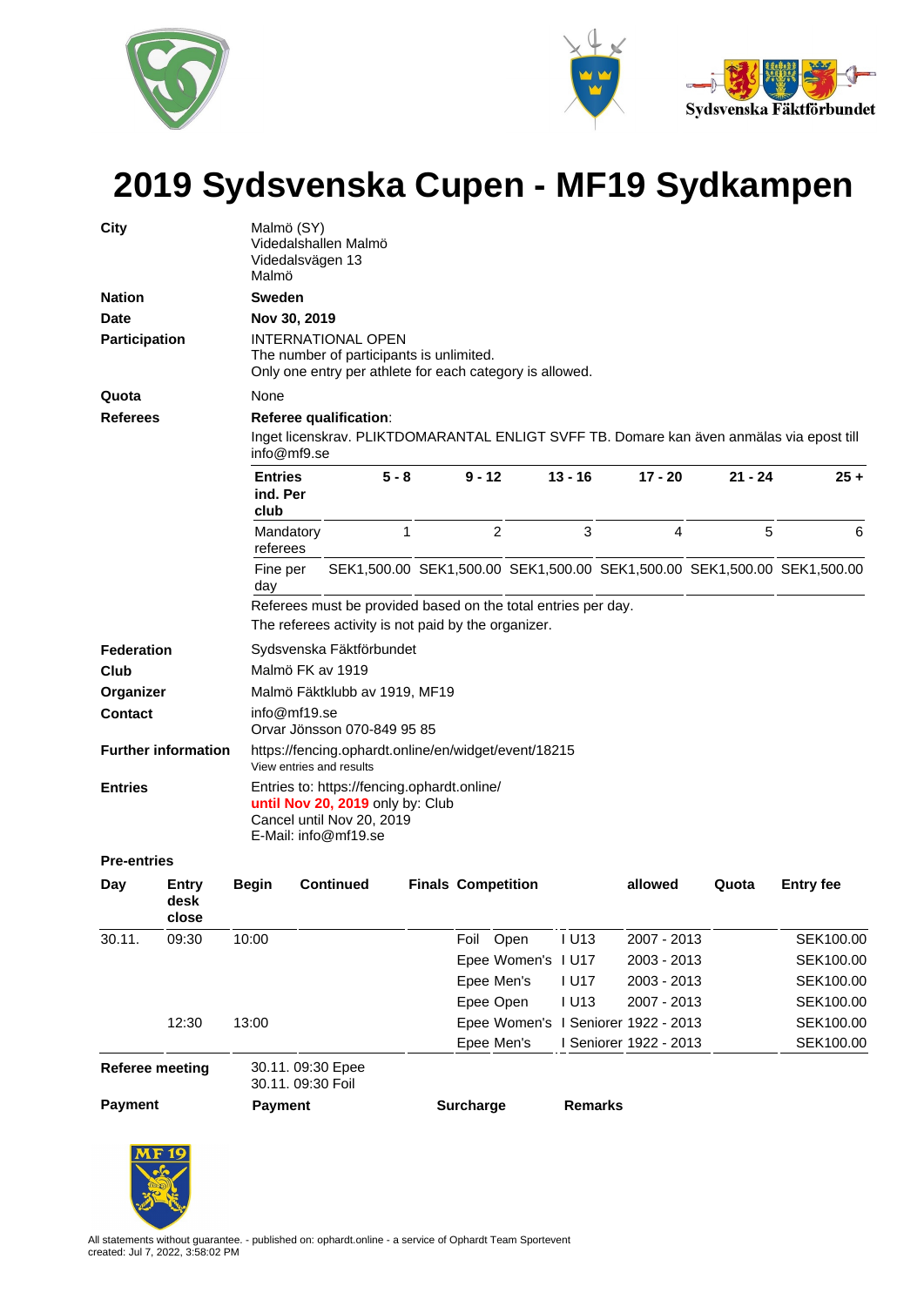# 2019 Sydsvenska Cupen - MF19 Sydkampen

**City**
Malmö (SY)
Videdalshallen Malmö
Videdalsvägen 13
Malmö

**Nation** **Sweden**

**Date** **Nov 30, 2019**

**Participation**
INTERNATIONAL OPEN
The number of participants is unlimited.
Only one entry per athlete for each category is allowed.

**Quota** None

**Referees**
**Referee qualification**:
Inget licenskrav. PLIKTDOMARANTAL ENLIGT SVFF TB. Domare kan även anmälas via epost till info@mf9.se

| **Entries ind. Per club** | **5 - 8** | **9 - 12** | **13 - 16** | **17 - 20** | **21 - 24** | **25 +** |
|---|---|---|---|---|---|---|
| Mandatory referees | 1 | 2 | 3 | 4 | 5 | 6 |
| Fine per day | SEK1,500.00 | SEK1,500.00 | SEK1,500.00 | SEK1,500.00 | SEK1,500.00 | SEK1,500.00 |

Referees must be provided based on the total entries per day.
The referees activity is not paid by the organizer.

**Federation** Sydsvenska Fäktförbundet

**Club** Malmö FK av 1919

**Organizer** Malmö Fäktklubb av 1919, MF19

**Contact**
info@mf19.se
Orvar Jönsson 070-849 95 85

**Further information**
https://fencing.ophardt.online/en/widget/event/18215
View entries and results

**Entries**
Entries to: https://fencing.ophardt.online/
**until Nov 20, 2019** only by: Club
Cancel until Nov 20, 2019
E-Mail: info@mf19.se

**Pre-entries**

| Day | Entry desk close | Begin | Continued | Finals | Competition | | | allowed | Quota | Entry fee |
|---|---|---|---|---|---|---|---|---|---|---|
| 30.11. | 09:30 | 10:00 | | | Foil | Open | I U13 | 2007 - 2013 | | SEK100.00 |
| | | | | | Epee | Women's | I U17 | 2003 - 2013 | | SEK100.00 |
| | | | | | Epee | Men's | I U17 | 2003 - 2013 | | SEK100.00 |
| | | | | | Epee | Open | I U13 | 2007 - 2013 | | SEK100.00 |
| | 12:30 | 13:00 | | | Epee | Women's | I Senioter | 1922 - 2013 | | SEK100.00 |
| | | | | | Epee | Men's | I Senioter | 1922 - 2013 | | SEK100.00 |

**Referee meeting**
30.11. 09:30 Epee
30.11. 09:30 Foil

| **Payment** | **Payment** | **Surcharge** | **Remarks** |
|---|---|---|---|

All statements without guarantee. - published on: ophardt.online - a service of Ophardt Team Sportevent
created: Jul 7, 2022, 3:58:02 PM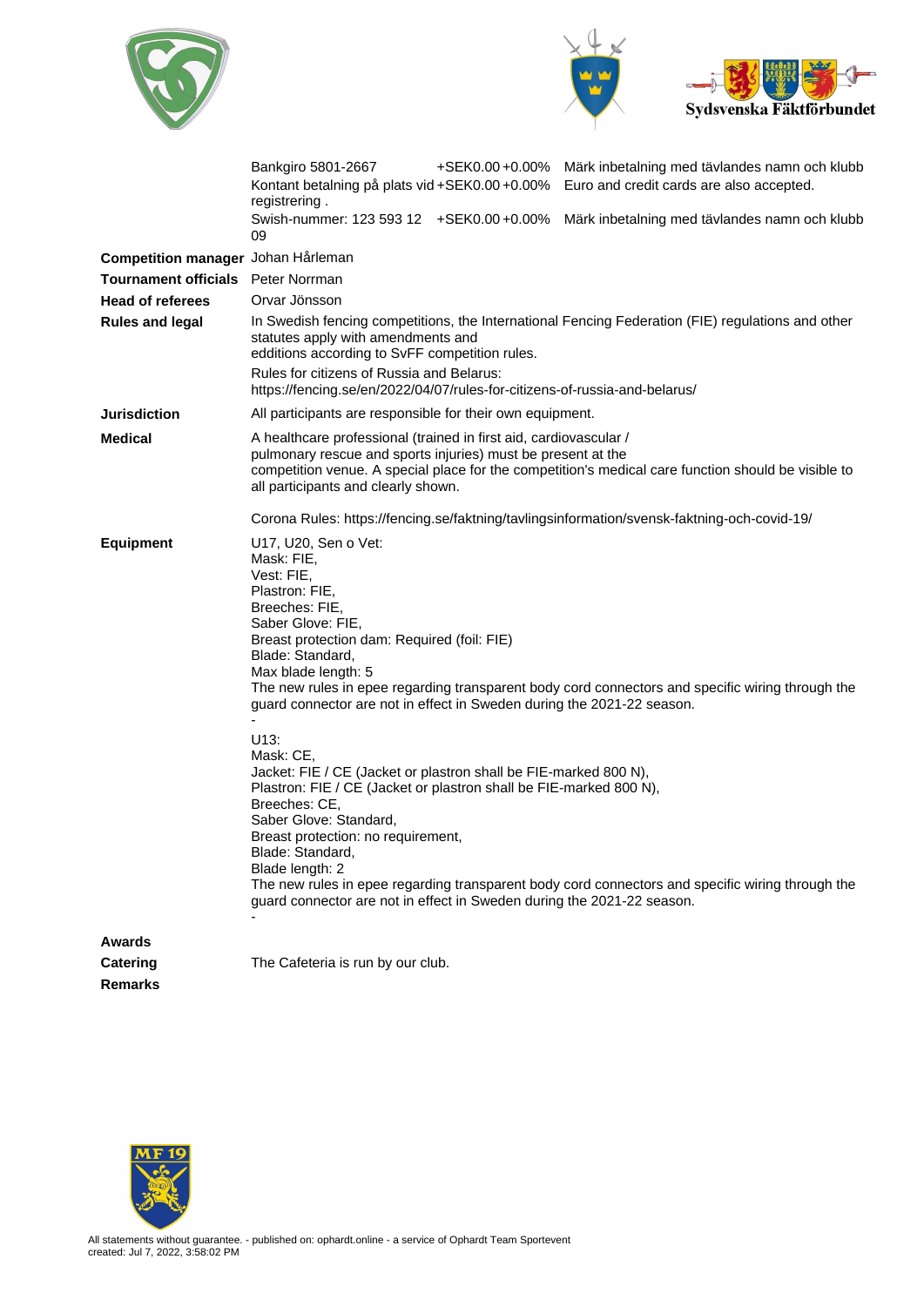| | | | |
|---|---|---|---|
| | Bankgiro 5801-2667 | +SEK0.00 +0.00% | Märk inbetalning med tävlandes namn och klubb |
| | Kontant betalning på plats vid registrering . | +SEK0.00 +0.00% | Euro and credit cards are also accepted. |
| | Swish-nummer: 123 593 12 09 | +SEK0.00 +0.00% | Märk inbetalning med tävlandes namn och klubb |

**Competition manager** Johan Hårleman

**Tournament officials** Peter Norrman

**Head of referees** Orvar Jönsson

**Rules and legal**

In Swedish fencing competitions, the International Fencing Federation (FIE) regulations and other statutes apply with amendments and
eddiitions according to SvFF competition rules.

Rules for citizens of Russia and Belarus:
https://fencing.se/en/2022/04/07/rules-for-citizens-of-russia-and-belarus/

**Jurisdiction** All participants are responsible for their own equipment.

**Medical**

A healthcare professional (trained in first aid, cardiovascular / pulmonary rescue and sports injuries) must be present at the competition venue. A special place for the competition's medical care function should be visible to all participants and clearly shown.

Corona Rules: https://fencing.se/faktning/tavlingsinformation/svensk-faktning-och-covid-19/

**Equipment**

U17, U20, Sen o Vet:
Mask: FIE,
Vest: FIE,
Plastron: FIE,
Breeches: FIE,
Saber Glove: FIE,
Breast protection dam: Required (foil: FIE)
Blade: Standard,
Max blade length: 5
The new rules in epee regarding transparent body cord connectors and specific wiring through the guard connector are not in effect in Sweden during the 2021-22 season.
-

U13:
Mask: CE,
Jacket: FIE / CE (Jacket or plastron shall be FIE-marked 800 N),
Plastron: FIE / CE (Jacket or plastron shall be FIE-marked 800 N),
Breeches: CE,
Saber Glove: Standard,
Breast protection: no requirement,
Blade: Standard,
Blade length: 2
The new rules in epee regarding transparent body cord connectors and specific wiring through the guard connector are not in effect in Sweden during the 2021-22 season.
-

**Awards**

**Catering** The Cafeteria is run by our club.

**Remarks**

All statements without guarantee. - published on: ophardt.online - a service of Ophardt Team Sportevent
created: Jul 7, 2022, 3:58:02 PM